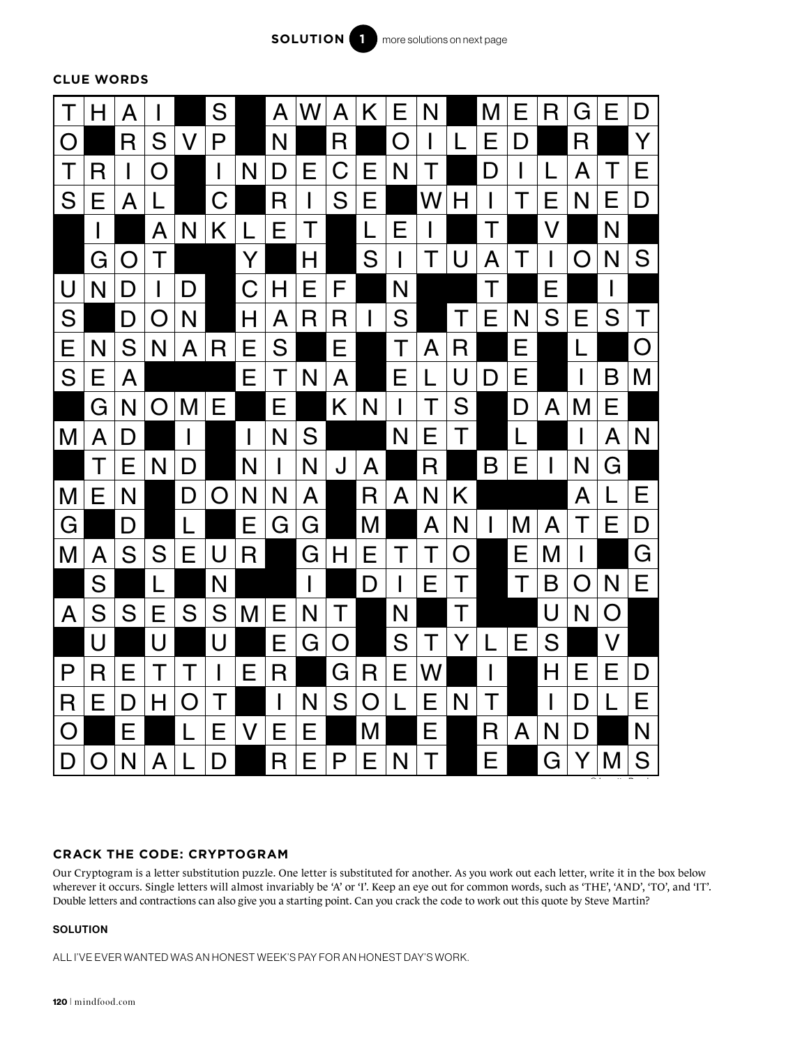## SOLUTION 1

more solutions on next page

### CLUE WORDS

| T | H | A | I | ■ | S | ■ | A | W | A | K | E | N | ■ | M | E | R | G | E | D |
|---|---|---|---|---|---|---|---|---|---|---|---|---|---|---|---|---|---|---|---|
| O | ■ | R | S | V | P | ■ | N | ■ | R | ■ | O | I | L | E | D | ■ | R | ■ | Y |
| T | R | I | O | ■ | I | N | D | E | C | E | N | T | ■ | D | I | L | A | T | E |
| S | E | A | L | ■ | C | ■ | R | I | S | E | ■ | W | H | I | T | E | N | E | D |
| ■ | I | ■ | A | N | K | L | E | T | ■ | L | E | I | ■ | T | ■ | V | ■ | N | ■ |
| ■ | G | O | T | ■ | ■ | Y | ■ | H | ■ | S | I | T | U | A | T | I | O | N | S |
| U | N | D | I | D | ■ | C | H | E | F | ■ | N | ■ | ■ | T | ■ | E | ■ | I | ■ |
| S | ■ | D | O | N | ■ | H | A | R | R | I | S | ■ | T | E | N | S | E | S | T |
| E | N | S | N | A | R | E | S | ■ | E | ■ | T | A | R | ■ | E | ■ | L | ■ | O |
| S | E | A | ■ | ■ | ■ | E | T | N | A | ■ | E | L | U | D | E | ■ | I | B | M |
| ■ | G | N | O | M | E | ■ | E | ■ | K | N | I | T | S | ■ | D | A | M | E | ■ |
| M | A | D | ■ | I | ■ | I | N | S | ■ | ■ | N | E | T | ■ | L | ■ | I | A | N |
| ■ | T | E | N | D | ■ | N | I | N | J | A | ■ | R | ■ | B | E | I | N | G | ■ |
| M | E | N | ■ | D | O | N | N | A | ■ | R | A | N | K | ■ | ■ | ■ | A | L | E |
| G | ■ | D | ■ | L | ■ | E | G | G | ■ | M | ■ | A | N | I | M | A | T | E | D |
| M | A | S | S | E | U | R | ■ | G | H | E | T | T | O | ■ | E | M | I | ■ | G |
| ■ | S | ■ | L | ■ | N | ■ | ■ | I | ■ | D | I | E | T | ■ | T | B | O | N | E |
| A | S | S | E | S | S | M | E | N | T | ■ | N | ■ | T | ■ | ■ | U | N | O | ■ |
| ■ | U | ■ | U | ■ | U | ■ | E | G | O | ■ | S | T | Y | L | E | S | ■ | V | ■ |
| P | R | E | T | T | I | E | R | ■ | G | R | E | W | ■ | I | ■ | H | E | E | D |
| R | E | D | H | O | T | ■ | I | N | S | O | L | E | N | T | ■ | I | D | L | E |
| O | ■ | E | ■ | L | E | V | E | E | ■ | M | ■ | E | ■ | R | A | N | D | ■ | N |
| D | O | N | A | L | D | ■ | R | E | P | E | N | T | ■ | E | ■ | G | Y | M | S |

### CRACK THE CODE: CRYPTOGRAM

Our Cryptogram is a letter substitution puzzle. One letter is substituted for another. As you work out each letter, write it in the box below wherever it occurs. Single letters will almost invariably be 'A' or 'I'. Keep an eye out for common words, such as 'THE', 'AND', 'TO', and 'IT'. Double letters and contractions can also give you a starting point. Can you crack the code to work out this quote by Steve Martin?

**SOLUTION**

ALL I'VE EVER WANTED WAS AN HONEST WEEK'S PAY FOR AN HONEST DAY'S WORK.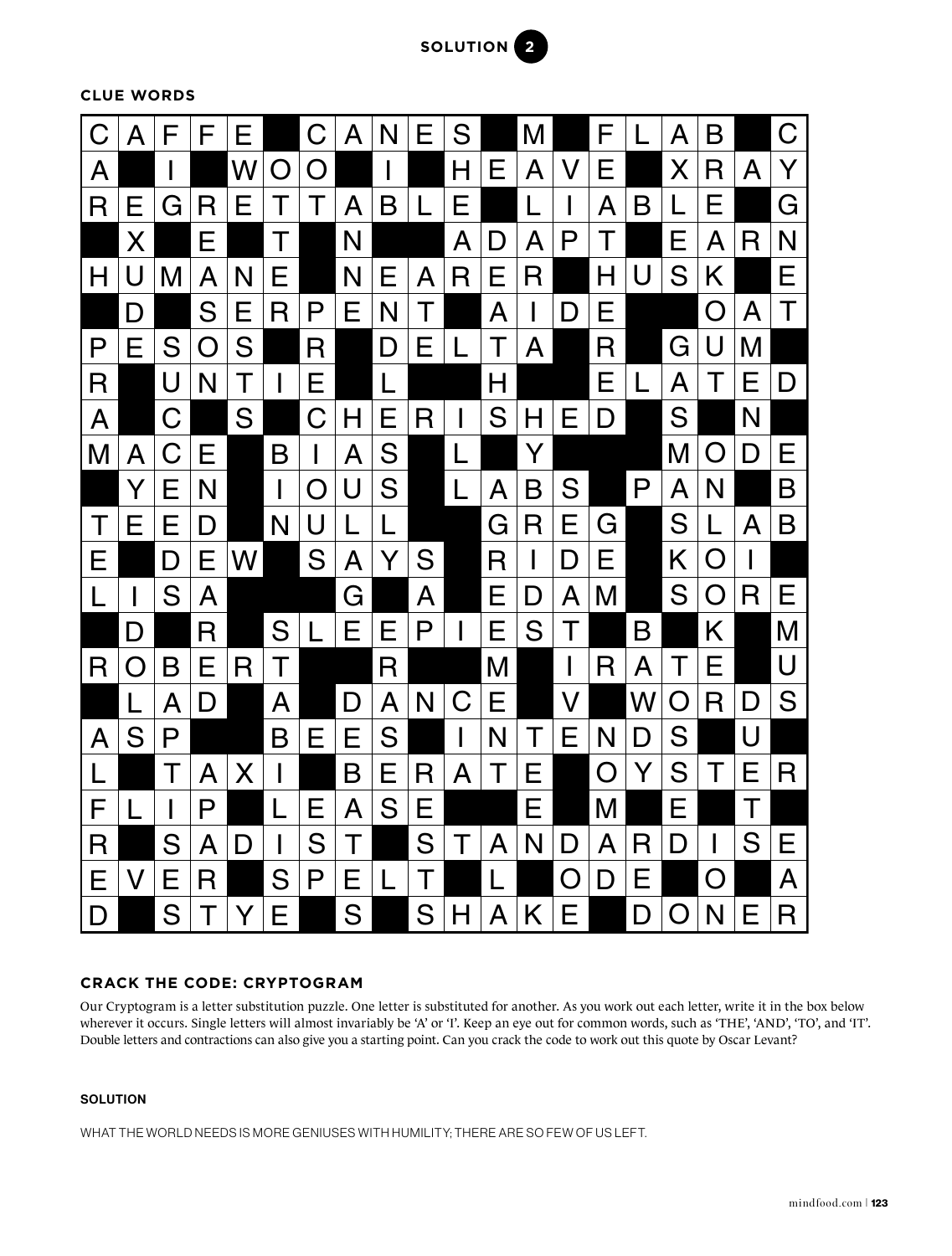## SOLUTION 2

### CLUE WORDS

| | | | | | | | | | | | | | | | | | | | |
|---|---|---|---|---|---|---|---|---|---|---|---|---|---|---|---|---|---|---|---|
| C | A | F | F | E | ■ | C | A | N | E | S | ■ | M | ■ | F | L | A | B | ■ | C |
| A | ■ | I | ■ | W | O | O | ■ | I | ■ | H | E | A | V | E | ■ | X | R | A | Y |
| R | E | G | R | E | T | T | A | B | L | E | ■ | L | I | A | B | L | E | ■ | G |
| ■ | X | ■ | E | ■ | T | ■ | N | ■ | ■ | A | D | A | P | T | ■ | E | A | R | N |
| H | U | M | A | N | E | ■ | N | E | A | R | E | R | ■ | H | U | S | K | ■ | E |
| ■ | D | ■ | S | E | R | P | E | N | T | ■ | A | I | D | E | ■ | ■ | O | A | T |
| P | E | S | O | S | ■ | R | ■ | D | E | L | T | A | ■ | R | ■ | G | U | M | ■ |
| R | ■ | U | N | T | I | E | ■ | L | ■ | ■ | H | ■ | ■ | E | L | A | T | E | D |
| A | ■ | C | ■ | S | ■ | C | H | E | R | I | S | H | E | D | ■ | S | ■ | N | ■ |
| M | A | C | E | ■ | B | I | A | S | ■ | L | ■ | Y | ■ | ■ | ■ | M | O | D | E |
| ■ | Y | E | N | ■ | I | O | U | S | ■ | L | A | B | S | ■ | P | A | N | ■ | B |
| T | E | E | D | ■ | N | U | L | L | ■ | ■ | G | R | E | G | ■ | S | L | A | B |
| E | ■ | D | E | W | ■ | S | A | Y | S | ■ | R | I | D | E | ■ | K | O | I | ■ |
| L | I | S | A | ■ | ■ | ■ | G | ■ | A | ■ | E | D | A | M | ■ | S | O | R | E |
| ■ | D | ■ | R | ■ | S | L | E | E | P | I | E | S | T | ■ | B | ■ | K | ■ | M |
| R | O | B | E | R | T | ■ | ■ | R | ■ | ■ | M | ■ | I | R | A | T | E | ■ | U |
| ■ | L | A | D | ■ | A | ■ | D | A | N | C | E | ■ | V | ■ | W | O | R | D | S |
| A | S | P | ■ | ■ | B | E | E | S | ■ | I | N | T | E | N | D | S | ■ | U | ■ |
| L | ■ | T | A | X | I | ■ | B | E | R | A | T | E | ■ | O | Y | S | T | E | R |
| F | L | I | P | ■ | L | E | A | S | E | ■ | ■ | E | ■ | M | ■ | E | ■ | T | ■ |
| R | ■ | S | A | D | I | S | T | ■ | S | T | A | N | D | A | R | D | I | S | E |
| E | V | E | R | ■ | S | P | E | L | T | ■ | L | ■ | O | D | E | ■ | O | ■ | A |
| D | ■ | S | T | Y | E | ■ | S | ■ | S | H | A | K | E | ■ | D | O | N | E | R |

### CRACK THE CODE: CRYPTOGRAM

Our Cryptogram is a letter substitution puzzle. One letter is substituted for another. As you work out each letter, write it in the box below wherever it occurs. Single letters will almost invariably be 'A' or 'I'. Keep an eye out for common words, such as 'THE', 'AND', 'TO', and 'IT'. Double letters and contractions can also give you a starting point. Can you crack the code to work out this quote by Oscar Levant?

**SOLUTION**

WHAT THE WORLD NEEDS IS MORE GENIUSES WITH HUMILITY; THERE ARE SO FEW OF US LEFT.